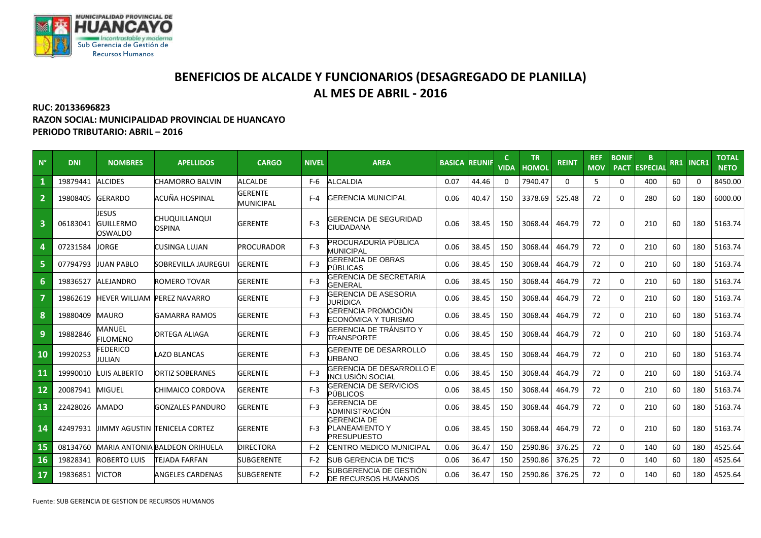# BENEFICIOS DE ALCALDE Y FUNCIONARIOS (DESAGREGADO DE PLANILLA)
## AL MES DE ABRIL - 2016

**RUC: 20133696823**
**RAZON SOCIAL: MUNICIPALIDAD PROVINCIAL DE HUANCAYO**
**PERIODO TRIBUTARIO: ABRIL – 2016**

| N° | DNI | NOMBRES | APELLIDOS | CARGO | NIVEL | AREA | BASICA | REUNIF | C VIDA | TR HOMOL | REINT | REF MOV | BONIF PACT | B ESPECIAL | RR1 | INCR1 | TOTAL NETO |
|---|---|---|---|---|---|---|---|---|---|---|---|---|---|---|---|---|---|
| 1 | 19879441 | ALCIDES | CHAMORRO BALVIN | ALCALDE | F-6 | ALCALDIA | 0.07 | 44.46 | 0 | 7940.47 | 0 | 5 | 0 | 400 | 60 | 0 | 8450.00 |
| 2 | 19808405 | GERARDO | ACUÑA HOSPINAL | GERENTE MUNICIPAL | F-4 | GERENCIA MUNICIPAL | 0.06 | 40.47 | 150 | 3378.69 | 525.48 | 72 | 0 | 280 | 60 | 180 | 6000.00 |
| 3 | 06183041 | JESUS GUILLERMO OSWALDO | CHUQUILLANQUI OSPINA | GERENTE | F-3 | GERENCIA DE SEGURIDAD CIUDADANA | 0.06 | 38.45 | 150 | 3068.44 | 464.79 | 72 | 0 | 210 | 60 | 180 | 5163.74 |
| 4 | 07231584 | JORGE | CUSINGA LUJAN | PROCURADOR | F-3 | PROCURADURÍA PÚBLICA MUNICIPAL | 0.06 | 38.45 | 150 | 3068.44 | 464.79 | 72 | 0 | 210 | 60 | 180 | 5163.74 |
| 5 | 07794793 | JUAN PABLO | SOBREVILLA JAUREGUI | GERENTE | F-3 | GERENCIA DE OBRAS PÚBLICAS | 0.06 | 38.45 | 150 | 3068.44 | 464.79 | 72 | 0 | 210 | 60 | 180 | 5163.74 |
| 6 | 19836527 | ALEJANDRO | ROMERO TOVAR | GERENTE | F-3 | GERENCIA DE SECRETARIA GENERAL | 0.06 | 38.45 | 150 | 3068.44 | 464.79 | 72 | 0 | 210 | 60 | 180 | 5163.74 |
| 7 | 19862619 | HEVER WILLIAM | PEREZ NAVARRO | GERENTE | F-3 | GERENCIA DE ASESORIA JURÍDICA | 0.06 | 38.45 | 150 | 3068.44 | 464.79 | 72 | 0 | 210 | 60 | 180 | 5163.74 |
| 8 | 19880409 | MAURO | GAMARRA RAMOS | GERENTE | F-3 | GERENCIA PROMOCIÓN ECONÓMICA Y TURISMO | 0.06 | 38.45 | 150 | 3068.44 | 464.79 | 72 | 0 | 210 | 60 | 180 | 5163.74 |
| 9 | 19882846 | MANUEL FILOMENO | ORTEGA ALIAGA | GERENTE | F-3 | GERENCIA DE TRÁNSITO Y TRANSPORTE | 0.06 | 38.45 | 150 | 3068.44 | 464.79 | 72 | 0 | 210 | 60 | 180 | 5163.74 |
| 10 | 19920253 | FEDERICO JULIAN | LAZO BLANCAS | GERENTE | F-3 | GERENTE DE DESARROLLO URBANO | 0.06 | 38.45 | 150 | 3068.44 | 464.79 | 72 | 0 | 210 | 60 | 180 | 5163.74 |
| 11 | 19990010 | LUIS ALBERTO | ORTIZ SOBERANES | GERENTE | F-3 | GERENCIA DE DESARROLLO E INCLUSIÓN SOCIAL | 0.06 | 38.45 | 150 | 3068.44 | 464.79 | 72 | 0 | 210 | 60 | 180 | 5163.74 |
| 12 | 20087941 | MIGUEL | CHIMAICO CORDOVA | GERENTE | F-3 | GERENCIA DE SERVICIOS PÚBLICOS | 0.06 | 38.45 | 150 | 3068.44 | 464.79 | 72 | 0 | 210 | 60 | 180 | 5163.74 |
| 13 | 22428026 | AMADO | GONZALES PANDURO | GERENTE | F-3 | GERENCIA DE ADMINISTRACIÓN | 0.06 | 38.45 | 150 | 3068.44 | 464.79 | 72 | 0 | 210 | 60 | 180 | 5163.74 |
| 14 | 42497931 | JIMMY AGUSTIN | TENICELA CORTEZ | GERENTE | F-3 | GERENCIA DE PLANEAMIENTO Y PRESUPUESTO | 0.06 | 38.45 | 150 | 3068.44 | 464.79 | 72 | 0 | 210 | 60 | 180 | 5163.74 |
| 15 | 08134760 | MARIA ANTONIA | BALDEON ORIHUELA | DIRECTORA | F-2 | CENTRO MEDICO MUNICIPAL | 0.06 | 36.47 | 150 | 2590.86 | 376.25 | 72 | 0 | 140 | 60 | 180 | 4525.64 |
| 16 | 19828341 | ROBERTO LUIS | TEJADA FARFAN | SUBGERENTE | F-2 | SUB GERENCIA DE TIC'S | 0.06 | 36.47 | 150 | 2590.86 | 376.25 | 72 | 0 | 140 | 60 | 180 | 4525.64 |
| 17 | 19836851 | VICTOR | ANGELES CARDENAS | SUBGERENTE | F-2 | SUBGERENCIA DE GESTIÓN DE RECURSOS HUMANOS | 0.06 | 36.47 | 150 | 2590.86 | 376.25 | 72 | 0 | 140 | 60 | 180 | 4525.64 |

Fuente: SUB GERENCIA DE GESTION DE RECURSOS HUMANOS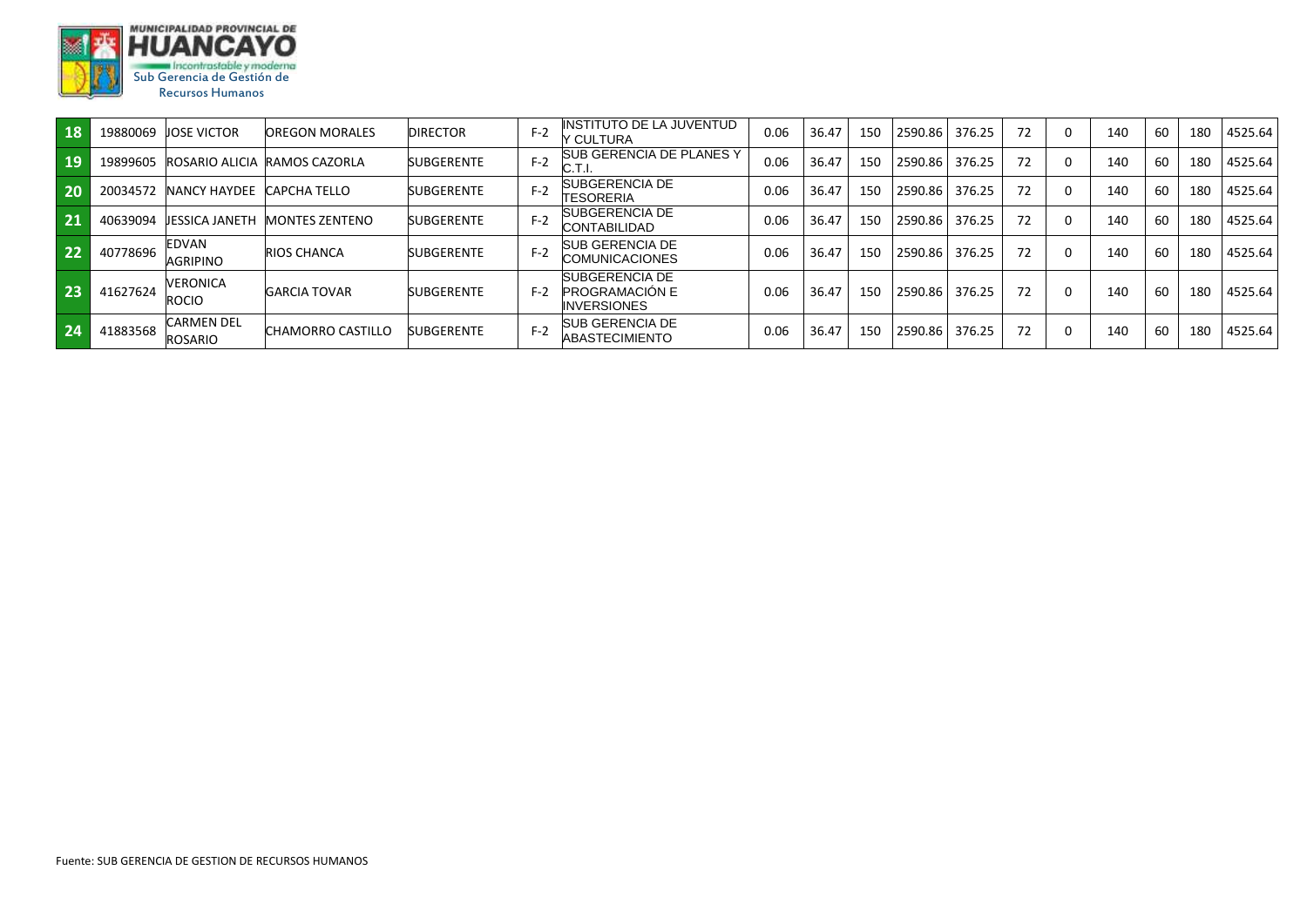MUNICIPALIDAD PROVINCIAL DE HUANCAYO

Incontrastable y moderna

Sub Gerencia de Gestión de Recursos Humanos

| | | | | | | | | | | | | | | | | | |
|---|---|---|---|---|---|---|---|---|---|---|---|---|---|---|---|---|---|
| 18 | 19880069 | JOSE VICTOR | OREGON MORALES | DIRECTOR | F-2 | INSTITUTO DE LA JUVENTUD Y CULTURA | 0.06 | 36.47 | 150 | 2590.86 | 376.25 | 72 | 0 | 140 | 60 | 180 | 4525.64 |
| 19 | 19899605 | ROSARIO ALICIA | RAMOS CAZORLA | SUBGERENTE | F-2 | SUB GERENCIA DE PLANES Y C.T.I. | 0.06 | 36.47 | 150 | 2590.86 | 376.25 | 72 | 0 | 140 | 60 | 180 | 4525.64 |
| 20 | 20034572 | NANCY HAYDEE | CAPCHA TELLO | SUBGERENTE | F-2 | SUBGERENCIA DE TESORERIA | 0.06 | 36.47 | 150 | 2590.86 | 376.25 | 72 | 0 | 140 | 60 | 180 | 4525.64 |
| 21 | 40639094 | JESSICA JANETH | MONTES ZENTENO | SUBGERENTE | F-2 | SUBGERENCIA DE CONTABILIDAD | 0.06 | 36.47 | 150 | 2590.86 | 376.25 | 72 | 0 | 140 | 60 | 180 | 4525.64 |
| 22 | 40778696 | EDVAN AGRIPINO | RIOS CHANCA | SUBGERENTE | F-2 | SUB GERENCIA DE COMUNICACIONES | 0.06 | 36.47 | 150 | 2590.86 | 376.25 | 72 | 0 | 140 | 60 | 180 | 4525.64 |
| 23 | 41627624 | VERONICA ROCIO | GARCIA TOVAR | SUBGERENTE | F-2 | SUBGERENCIA DE PROGRAMACIÓN E INVERSIONES | 0.06 | 36.47 | 150 | 2590.86 | 376.25 | 72 | 0 | 140 | 60 | 180 | 4525.64 |
| 24 | 41883568 | CARMEN DEL ROSARIO | CHAMORRO CASTILLO | SUBGERENTE | F-2 | SUB GERENCIA DE ABASTECIMIENTO | 0.06 | 36.47 | 150 | 2590.86 | 376.25 | 72 | 0 | 140 | 60 | 180 | 4525.64 |

Fuente: SUB GERENCIA DE GESTION DE RECURSOS HUMANOS